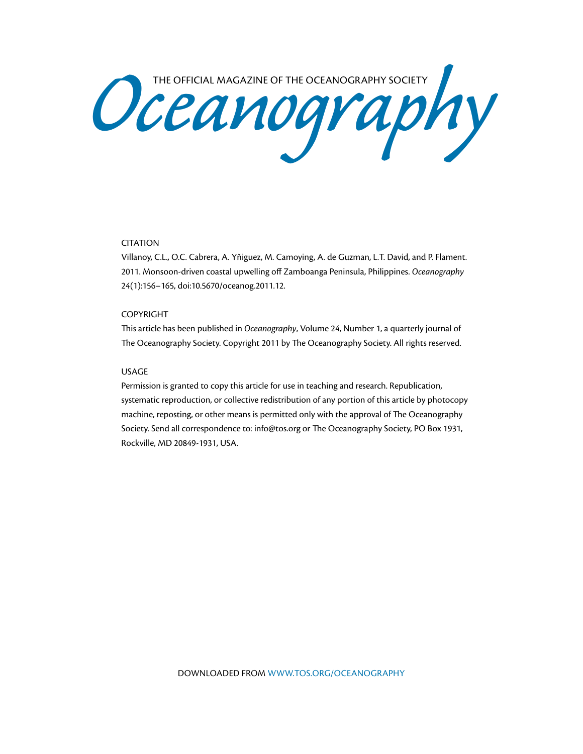THE OFFICIAL MAGAZINE OF THE OCEANOGRAPHY SOCIETY

# Oceanography

## CITATION

Villanoy, C.L., O.C. Cabrera, A. Yñiguez, M. Camoying, A. de Guzman, L.T. David, and P. Flament. 2011. Monsoon-driven coastal upwelling off Zamboanga Peninsula, Philippines. *Oceanography* 24(1):156–165, doi:10.5670/oceanog.2011.12.

## COPYRIGHT

This article has been published in *Oceanography*, Volume 24, Number 1, a quarterly journal of The Oceanography Society. Copyright 2011 by The Oceanography Society. All rights reserved.

## USAGE

Permission is granted to copy this article for use in teaching and research. Republication, systematic reproduction, or collective redistribution of any portion of this article by photocopy machine, reposting, or other means is permitted only with the approval of The Oceanography Society. Send all correspondence to: info@tos.org or The Oceanography Society, PO Box 1931, Rockville, MD 20849-1931, USA.

DOWNLOADED FROM WWW.TOS.ORG/OCEANOGRAPHY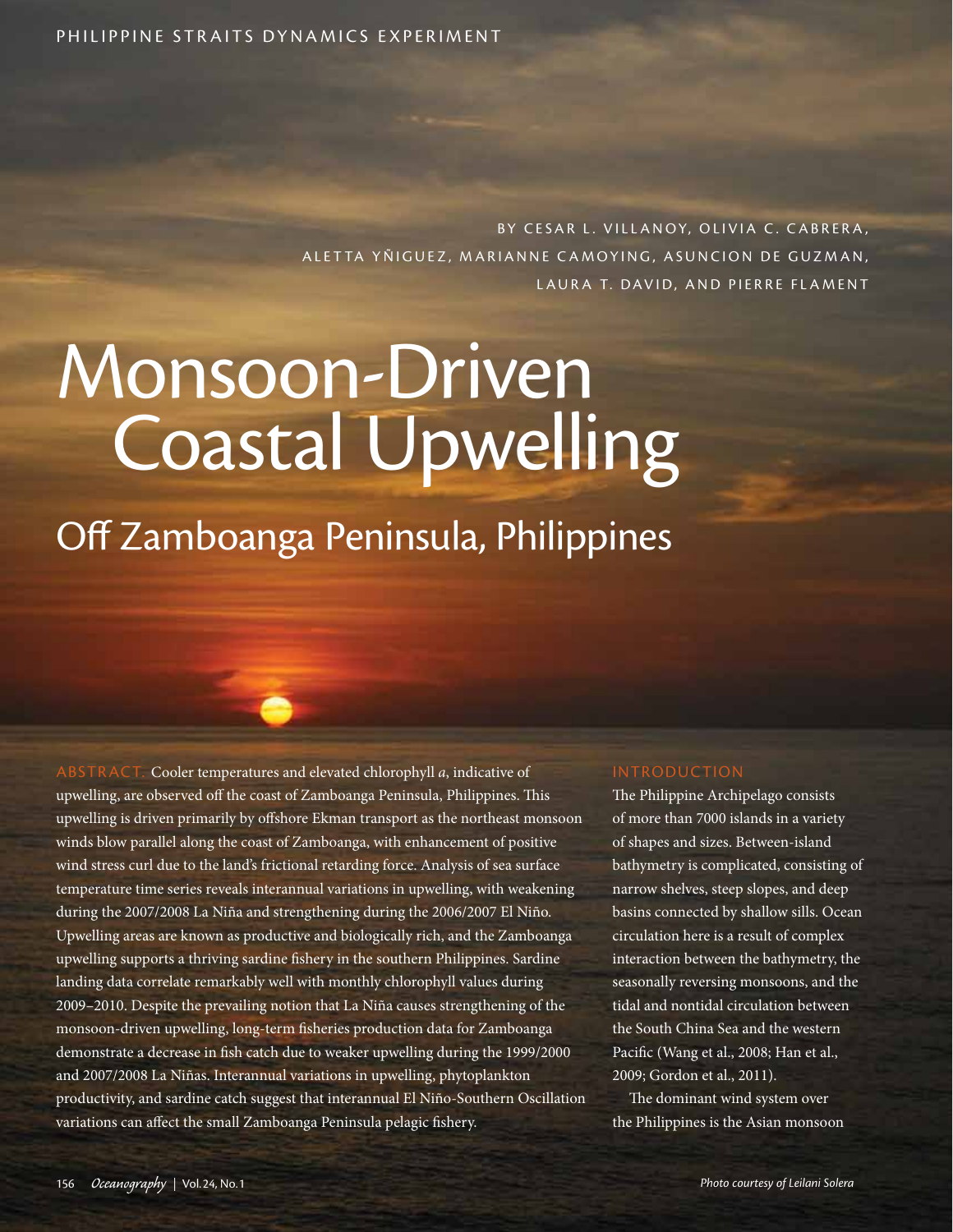BY CESAR L. VILLANOY, OLIVIA C. CABRERA, ALETTA YÑIGUEZ, MARIANNE CAMOYING, ASUNCION DE GUZMAN, LAURA T. DAVID, AND PIERRE FLAMENT

# Monsoon-Driven Coastal Upwelling

## Off Zamboanga Peninsula, Philippines

ABSTRACT. Cooler temperatures and elevated chlorophyll *a*, indicative of upwelling, are observed off the coast of Zamboanga Peninsula, Philippines. This upwelling is driven primarily by offshore Ekman transport as the northeast monsoon winds blow parallel along the coast of Zamboanga, with enhancement of positive wind stress curl due to the land's frictional retarding force. Analysis of sea surface temperature time series reveals interannual variations in upwelling, with weakening during the 2007/2008 La Niña and strengthening during the 2006/2007 El Niño. Upwelling areas are known as productive and biologically rich, and the Zamboanga upwelling supports a thriving sardine fishery in the southern Philippines. Sardine landing data correlate remarkably well with monthly chlorophyll values during 2009–2010. Despite the prevailing notion that La Niña causes strengthening of the monsoon-driven upwelling, long-term fisheries production data for Zamboanga demonstrate a decrease in fish catch due to weaker upwelling during the 1999/2000 and 2007/2008 La Niñas. Interannual variations in upwelling, phytoplankton productivity, and sardine catch suggest that interannual El Niño-Southern Oscillation variations can affect the small Zamboanga Peninsula pelagic fishery.

## INTRODUCTION

The Philippine Archipelago consists of more than 7000 islands in a variety of shapes and sizes. Between-island bathymetry is complicated, consisting of narrow shelves, steep slopes, and deep basins connected by shallow sills. Ocean circulation here is a result of complex interaction between the bathymetry, the seasonally reversing monsoons, and the tidal and nontidal circulation between the South China Sea and the western Pacific (Wang et al., 2008; Han et al., 2009; Gordon et al., 2011).

The dominant wind system over the Philippines is the Asian monsoon

Photo courtesy of Leilani Solera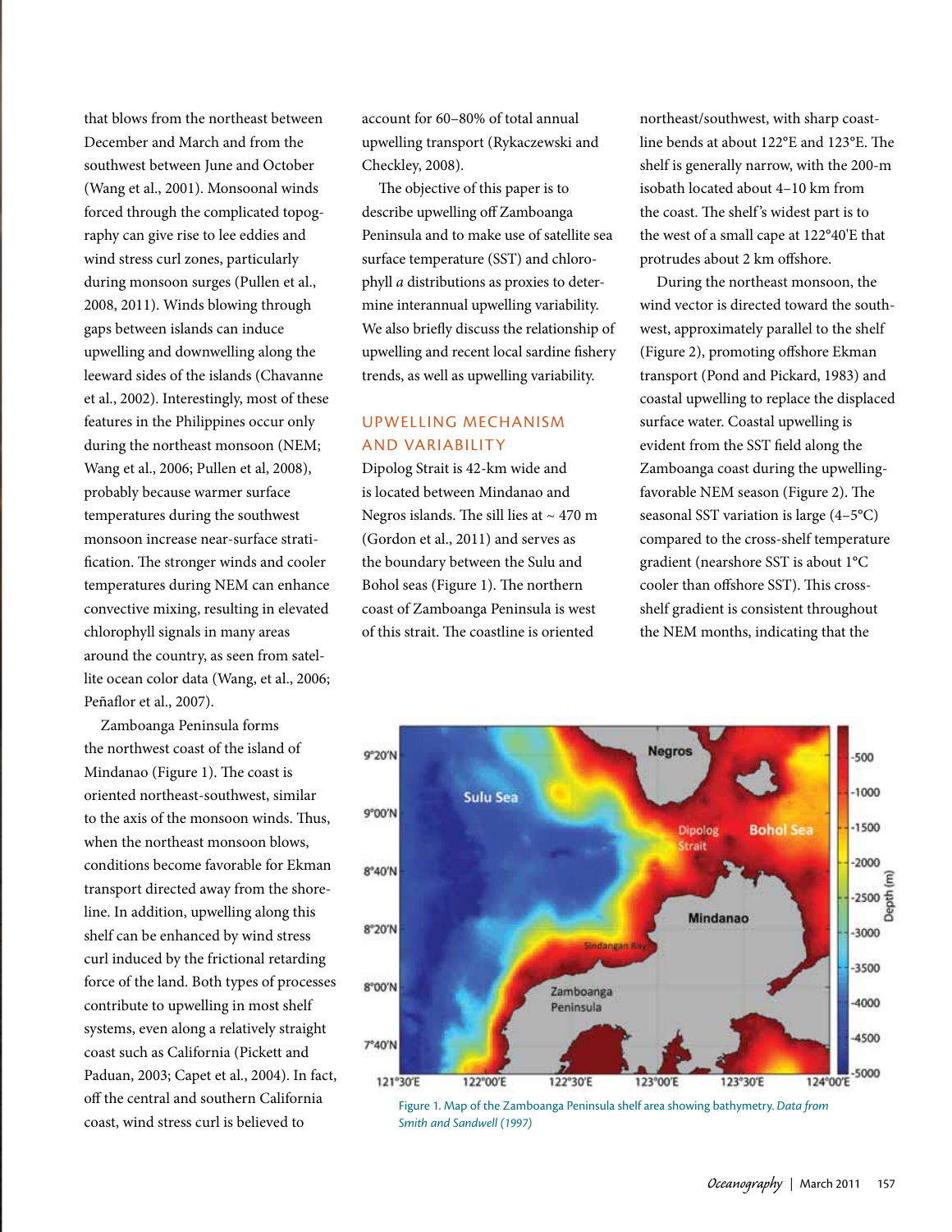that blows from the northeast between December and March and from the southwest between June and October (Wang et al., 2001). Monsoonal winds forced through the complicated topography can give rise to lee eddies and wind stress curl zones, particularly during monsoon surges (Pullen et al., 2008, 2011). Winds blowing through gaps between islands can induce upwelling and downwelling along the leeward sides of the islands (Chavanne et al., 2002). Interestingly, most of these features in the Philippines occur only during the northeast monsoon (NEM; Wang et al., 2006; Pullen et al, 2008), probably because warmer surface temperatures during the southwest monsoon increase near-surface stratification. The stronger winds and cooler temperatures during NEM can enhance convective mixing, resulting in elevated chlorophyll signals in many areas around the country, as seen from satellite ocean color data (Wang, et al., 2006; Peñaflor et al., 2007).

Zamboanga Peninsula forms the northwest coast of the island of Mindanao (Figure 1). The coast is oriented northeast-southwest, similar to the axis of the monsoon winds. Thus, when the northeast monsoon blows, conditions become favorable for Ekman transport directed away from the shoreline. In addition, upwelling along this shelf can be enhanced by wind stress curl induced by the frictional retarding force of the land. Both types of processes contribute to upwelling in most shelf systems, even along a relatively straight coast such as California (Pickett and Paduan, 2003; Capet et al., 2004). In fact, off the central and southern California coast, wind stress curl is believed to account for 60–80% of total annual upwelling transport (Rykaczewski and Checkley, 2008).

The objective of this paper is to describe upwelling off Zamboanga Peninsula and to make use of satellite sea surface temperature (SST) and chlorophyll *a* distributions as proxies to determine interannual upwelling variability. We also briefly discuss the relationship of upwelling and recent local sardine fishery trends, as well as upwelling variability.

## UPWELLING MECHANISM AND VARIABILITY

Dipolog Strait is 42-km wide and is located between Mindanao and Negros islands. The sill lies at ~ 470 m (Gordon et al., 2011) and serves as the boundary between the Sulu and Bohol seas (Figure 1). The northern coast of Zamboanga Peninsula is west of this strait. The coastline is oriented northeast/southwest, with sharp coastline bends at about 122°E and 123°E. The shelf is generally narrow, with the 200-m isobath located about 4–10 km from the coast. The shelf's widest part is to the west of a small cape at 122°40'E that protrudes about 2 km offshore.

During the northeast monsoon, the wind vector is directed toward the southwest, approximately parallel to the shelf (Figure 2), promoting offshore Ekman transport (Pond and Pickard, 1983) and coastal upwelling to replace the displaced surface water. Coastal upwelling is evident from the SST field along the Zamboanga coast during the upwelling-favorable NEM season (Figure 2). The seasonal SST variation is large (4–5°C) compared to the cross-shelf temperature gradient (nearshore SST is about 1°C cooler than offshore SST). This cross-shelf gradient is consistent throughout the NEM months, indicating that the

Figure 1. Map of the Zamboanga Peninsula shelf area showing bathymetry. *Data from Smith and Sandwell (1997)*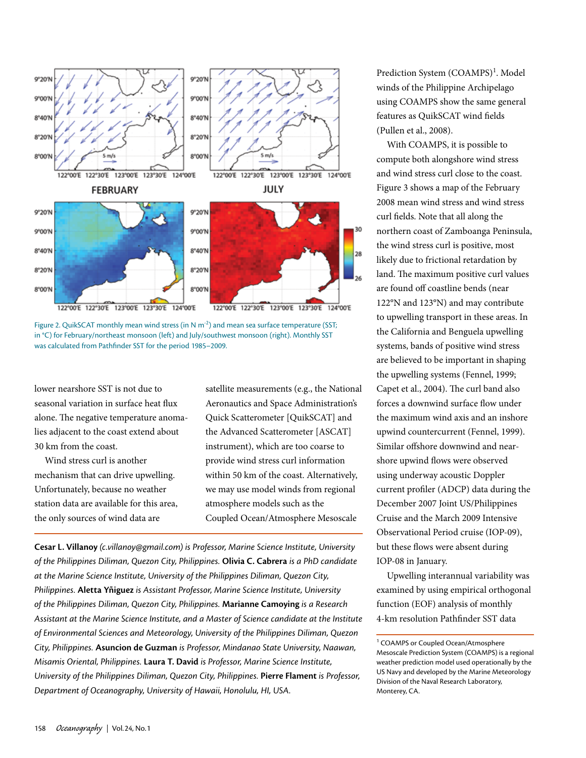Figure 2. QuikSCAT monthly mean wind stress (in N m$^{-2}$) and mean sea surface temperature (SST; in °C) for February/northeast monsoon (left) and July/southwest monsoon (right). Monthly SST was calculated from Pathfinder SST for the period 1985–2009.

lower nearshore SST is not due to seasonal variation in surface heat flux alone. The negative temperature anomalies adjacent to the coast extend about 30 km from the coast.

Wind stress curl is another mechanism that can drive upwelling. Unfortunately, because no weather station data are available for this area, the only sources of wind data are satellite measurements (e.g., the National Aeronautics and Space Administration's Quick Scatterometer [QuikSCAT] and the Advanced Scatterometer [ASCAT] instrument), which are too coarse to provide wind stress curl information within 50 km of the coast. Alternatively, we may use model winds from regional atmosphere models such as the Coupled Ocean/Atmosphere Mesoscale Prediction System (COAMPS)[1]. Model winds of the Philippine Archipelago using COAMPS show the same general features as QuikSCAT wind fields (Pullen et al., 2008).

With COAMPS, it is possible to compute both alongshore wind stress and wind stress curl close to the coast. Figure 3 shows a map of the February 2008 mean wind stress and wind stress curl fields. Note that all along the northern coast of Zamboanga Peninsula, the wind stress curl is positive, most likely due to frictional retardation by land. The maximum positive curl values are found off coastline bends (near 122°N and 123°N) and may contribute to upwelling transport in these areas. In the California and Benguela upwelling systems, bands of positive wind stress are believed to be important in shaping the upwelling systems (Fennel, 1999; Capet et al., 2004). The curl band also forces a downwind surface flow under the maximum wind axis and an inshore upwind countercurrent (Fennel, 1999). Similar offshore downwind and nearshore upwind flows were observed using underway acoustic Doppler current profiler (ADCP) data during the December 2007 Joint US/Philippines Cruise and the March 2009 Intensive Observational Period cruise (IOP-09), but these flows were absent during IOP-08 in January.

Upwelling interannual variability was examined by using empirical orthogonal function (EOF) analysis of monthly 4-km resolution Pathfinder SST data

---

**Cesar L. Villanoy** (*c.villanoy@gmail.com*) *is Professor, Marine Science Institute, University of the Philippines Diliman, Quezon City, Philippines.* **Olivia C. Cabrera** *is a PhD candidate at the Marine Science Institute, University of the Philippines Diliman, Quezon City, Philippines.* **Aletta Yñiguez** *is Assistant Professor, Marine Science Institute, University of the Philippines Diliman, Quezon City, Philippines.* **Marianne Camoying** *is a Research Assistant at the Marine Science Institute, and a Master of Science candidate at the Institute of Environmental Sciences and Meteorology, University of the Philippines Diliman, Quezon City, Philippines.* **Asuncion de Guzman** *is Professor, Mindanao State University, Naawan, Misamis Oriental, Philippines.* **Laura T. David** *is Professor, Marine Science Institute, University of the Philippines Diliman, Quezon City, Philippines.* **Pierre Flament** *is Professor, Department of Oceanography, University of Hawaii, Honolulu, HI, USA.*

---

[1] COAMPS or Coupled Ocean/Atmosphere Mesoscale Prediction System (COAMPS) is a regional weather prediction model used operationally by the US Navy and developed by the Marine Meteorology Division of the Naval Research Laboratory, Monterey, CA.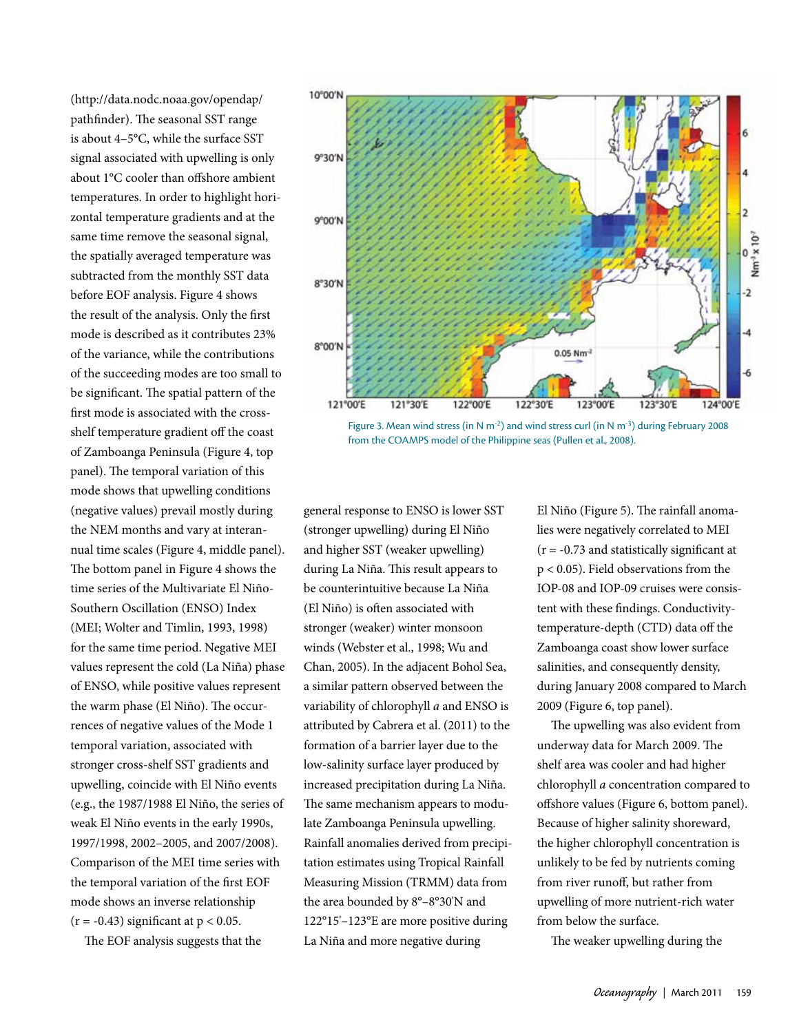(http://data.nodc.noaa.gov/opendap/pathfinder). The seasonal SST range is about 4–5°C, while the surface SST signal associated with upwelling is only about 1°C cooler than offshore ambient temperatures. In order to highlight horizontal temperature gradients and at the same time remove the seasonal signal, the spatially averaged temperature was subtracted from the monthly SST data before EOF analysis. Figure 4 shows the result of the analysis. Only the first mode is described as it contributes 23% of the variance, while the contributions of the succeeding modes are too small to be significant. The spatial pattern of the first mode is associated with the cross-shelf temperature gradient off the coast of Zamboanga Peninsula (Figure 4, top panel). The temporal variation of this mode shows that upwelling conditions (negative values) prevail mostly during the NEM months and vary at interannual time scales (Figure 4, middle panel). The bottom panel in Figure 4 shows the time series of the Multivariate El Niño-Southern Oscillation (ENSO) Index (MEI; Wolter and Timlin, 1993, 1998) for the same time period. Negative MEI values represent the cold (La Niña) phase of ENSO, while positive values represent the warm phase (El Niño). The occurrences of negative values of the Mode 1 temporal variation, associated with stronger cross-shelf SST gradients and upwelling, coincide with El Niño events (e.g., the 1987/1988 El Niño, the series of weak El Niño events in the early 1990s, 1997/1998, 2002–2005, and 2007/2008). Comparison of the MEI time series with the temporal variation of the first EOF mode shows an inverse relationship ($r = -0.43$) significant at $p < 0.05$.

The EOF analysis suggests that the general response to ENSO is lower SST (stronger upwelling) during El Niño and higher SST (weaker upwelling) during La Niña. This result appears to be counterintuitive because La Niña (El Niño) is often associated with stronger (weaker) winter monsoon winds (Webster et al., 1998; Wu and Chan, 2005). In the adjacent Bohol Sea, a similar pattern observed between the variability of chlorophyll *a* and ENSO is attributed by Cabrera et al. (2011) to the formation of a barrier layer due to the low-salinity surface layer produced by increased precipitation during La Niña. The same mechanism appears to modulate Zamboanga Peninsula upwelling. Rainfall anomalies derived from precipitation estimates using Tropical Rainfall Measuring Mission (TRMM) data from the area bounded by 8°–8°30'N and 122°15'–123°E are more positive during La Niña and more negative during El Niño (Figure 5). The rainfall anomalies were negatively correlated to MEI ($r = -0.73$ and statistically significant at $p < 0.05$). Field observations from the IOP-08 and IOP-09 cruises were consistent with these findings. Conductivity-temperature-depth (CTD) data off the Zamboanga coast show lower surface salinities, and consequently density, during January 2008 compared to March 2009 (Figure 6, top panel).

The upwelling was also evident from underway data for March 2009. The shelf area was cooler and had higher chlorophyll *a* concentration compared to offshore values (Figure 6, bottom panel). Because of higher salinity shoreward, the higher chlorophyll concentration is unlikely to be fed by nutrients coming from river runoff, but rather from upwelling of more nutrient-rich water from below the surface.

The weaker upwelling during the

Figure 3. Mean wind stress (in N m$^{-2}$) and wind stress curl (in N m$^{-3}$) during February 2008 from the COAMPS model of the Philippine seas (Pullen et al., 2008).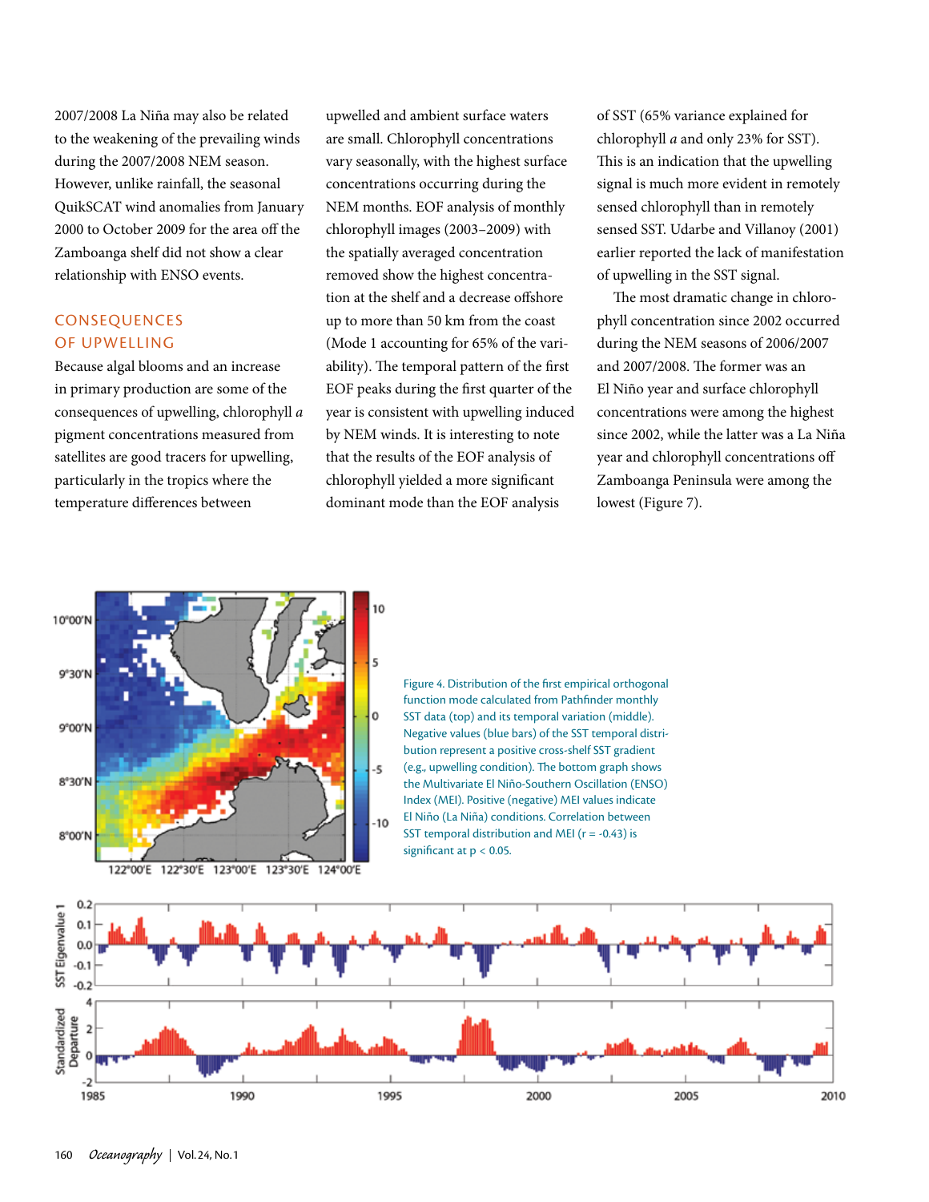2007/2008 La Niña may also be related to the weakening of the prevailing winds during the 2007/2008 NEM season. However, unlike rainfall, the seasonal QuikSCAT wind anomalies from January 2000 to October 2009 for the area off the Zamboanga shelf did not show a clear relationship with ENSO events.

## CONSEQUENCES OF UPWELLING

Because algal blooms and an increase in primary production are some of the consequences of upwelling, chlorophyll *a* pigment concentrations measured from satellites are good tracers for upwelling, particularly in the tropics where the temperature differences between upwelled and ambient surface waters are small. Chlorophyll concentrations vary seasonally, with the highest surface concentrations occurring during the NEM months. EOF analysis of monthly chlorophyll images (2003–2009) with the spatially averaged concentration removed show the highest concentration at the shelf and a decrease offshore up to more than 50 km from the coast (Mode 1 accounting for 65% of the variability). The temporal pattern of the first EOF peaks during the first quarter of the year is consistent with upwelling induced by NEM winds. It is interesting to note that the results of the EOF analysis of chlorophyll yielded a more significant dominant mode than the EOF analysis of SST (65% variance explained for chlorophyll *a* and only 23% for SST). This is an indication that the upwelling signal is much more evident in remotely sensed chlorophyll than in remotely sensed SST. Udarbe and Villanoy (2001) earlier reported the lack of manifestation of upwelling in the SST signal.

The most dramatic change in chlorophyll concentration since 2002 occurred during the NEM seasons of 2006/2007 and 2007/2008. The former was an El Niño year and surface chlorophyll concentrations were among the highest since 2002, while the latter was a La Niña year and chlorophyll concentrations off Zamboanga Peninsula were among the lowest (Figure 7).

Figure 4. Distribution of the first empirical orthogonal function mode calculated from Pathfinder monthly SST data (top) and its temporal variation (middle). Negative values (blue bars) of the SST temporal distribution represent a positive cross-shelf SST gradient (e.g., upwelling condition). The bottom graph shows the Multivariate El Niño-Southern Oscillation (ENSO) Index (MEI). Positive (negative) MEI values indicate El Niño (La Niña) conditions. Correlation between SST temporal distribution and MEI ($r = -0.43$) is significant at $p < 0.05$.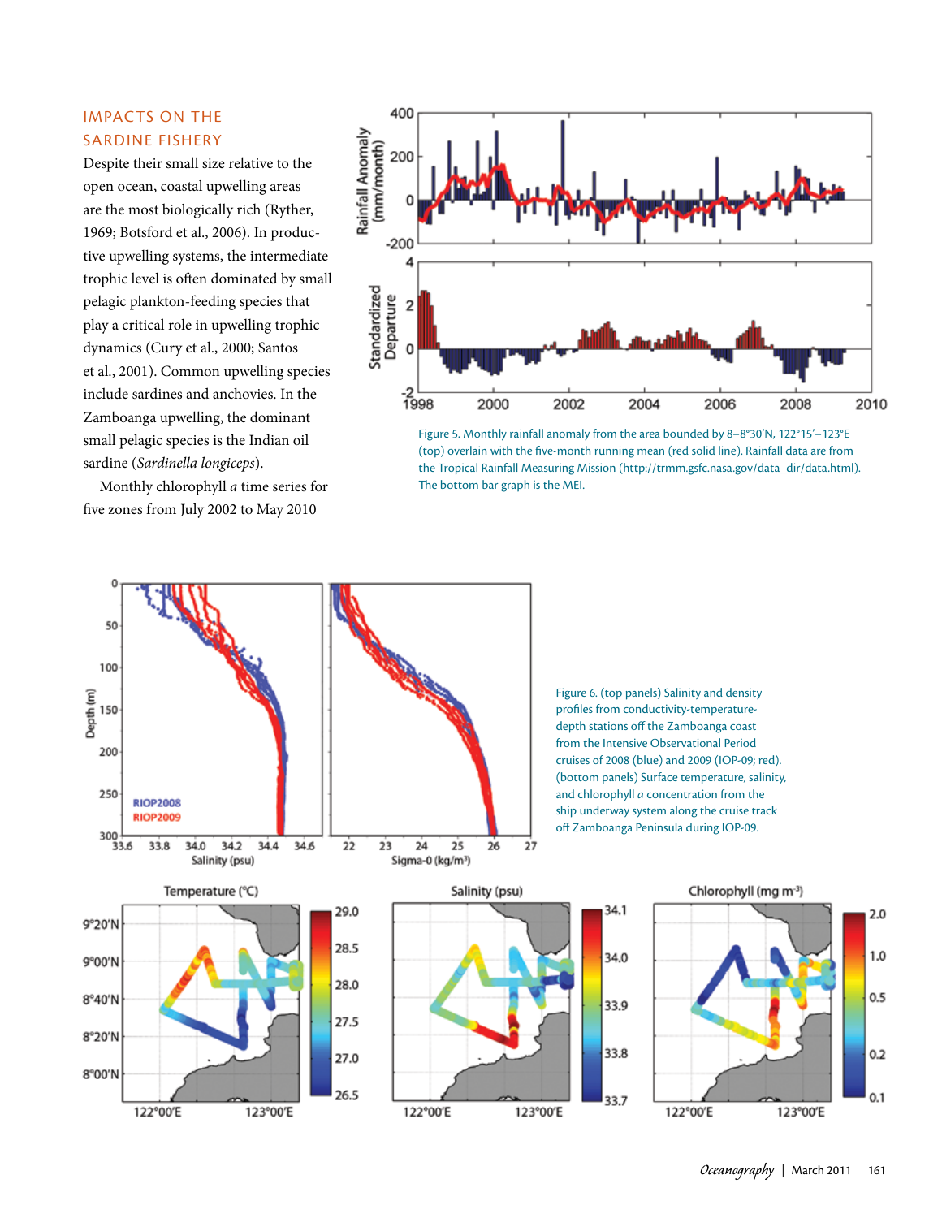## IMPACTS ON THE SARDINE FISHERY

Despite their small size relative to the open ocean, coastal upwelling areas are the most biologically rich (Ryther, 1969; Botsford et al., 2006). In productive upwelling systems, the intermediate trophic level is often dominated by small pelagic plankton-feeding species that play a critical role in upwelling trophic dynamics (Cury et al., 2000; Santos et al., 2001). Common upwelling species include sardines and anchovies. In the Zamboanga upwelling, the dominant small pelagic species is the Indian oil sardine (*Sardinella longiceps*).

Monthly chlorophyll *a* time series for five zones from July 2002 to May 2010

Figure 5. Monthly rainfall anomaly from the area bounded by 8–8°30'N, 122°15'–123°E (top) overlain with the five-month running mean (red solid line). Rainfall data are from the Tropical Rainfall Measuring Mission (http://trmm.gsfc.nasa.gov/data_dir/data.html). The bottom bar graph is the MEI.

Figure 6. (top panels) Salinity and density profiles from conductivity-temperature-depth stations off the Zamboanga coast from the Intensive Observational Period cruises of 2008 (blue) and 2009 (IOP-09; red). (bottom panels) Surface temperature, salinity, and chlorophyll *a* concentration from the ship underway system along the cruise track off Zamboanga Peninsula during IOP-09.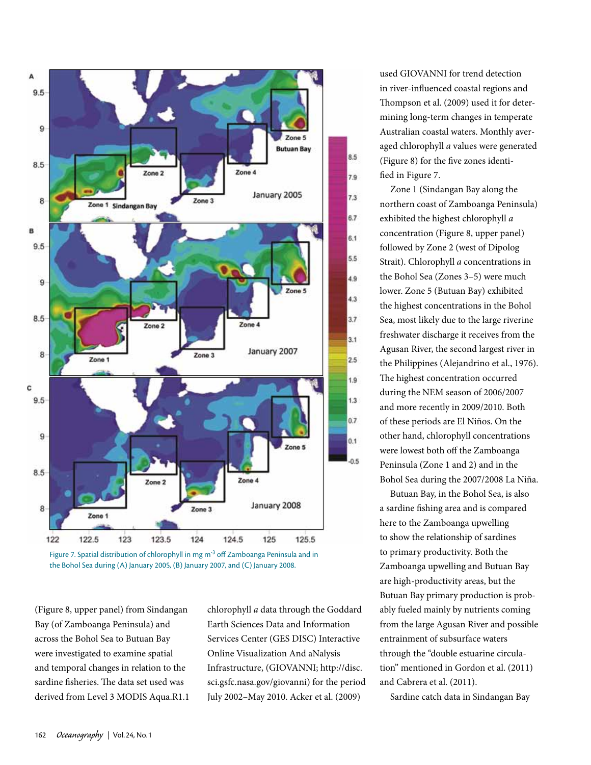Figure 7. Spatial distribution of chlorophyll in mg m$^{-3}$ off Zamboanga Peninsula and in the Bohol Sea during (A) January 2005, (B) January 2007, and (C) January 2008.

(Figure 8, upper panel) from Sindangan Bay (of Zamboanga Peninsula) and across the Bohol Sea to Butuan Bay were investigated to examine spatial and temporal changes in relation to the sardine fisheries. The data set used was derived from Level 3 MODIS Aqua.R1.1 chlorophyll *a* data through the Goddard Earth Sciences Data and Information Services Center (GES DISC) Interactive Online Visualization And aNalysis Infrastructure, (GIOVANNI; http://disc.sci.gsfc.nasa.gov/giovanni) for the period July 2002–May 2010. Acker et al. (2009) used GIOVANNI for trend detection in river-influenced coastal regions and Thompson et al. (2009) used it for determining long-term changes in temperate Australian coastal waters. Monthly averaged chlorophyll *a* values were generated (Figure 8) for the five zones identified in Figure 7.

Zone 1 (Sindangan Bay along the northern coast of Zamboanga Peninsula) exhibited the highest chlorophyll *a* concentration (Figure 8, upper panel) followed by Zone 2 (west of Dipolog Strait). Chlorophyll *a* concentrations in the Bohol Sea (Zones 3–5) were much lower. Zone 5 (Butuan Bay) exhibited the highest concentrations in the Bohol Sea, most likely due to the large riverine freshwater discharge it receives from the Agusan River, the second largest river in the Philippines (Alejandrino et al., 1976). The highest concentration occurred during the NEM season of 2006/2007 and more recently in 2009/2010. Both of these periods are El Niños. On the other hand, chlorophyll concentrations were lowest both off the Zamboanga Peninsula (Zone 1 and 2) and in the Bohol Sea during the 2007/2008 La Niña.

Butuan Bay, in the Bohol Sea, is also a sardine fishing area and is compared here to the Zamboanga upwelling to show the relationship of sardines to primary productivity. Both the Zamboanga upwelling and Butuan Bay are high-productivity areas, but the Butuan Bay primary production is probably fueled mainly by nutrients coming from the large Agusan River and possible entrainment of subsurface waters through the "double estuarine circulation" mentioned in Gordon et al. (2011) and Cabrera et al. (2011).

Sardine catch data in Sindangan Bay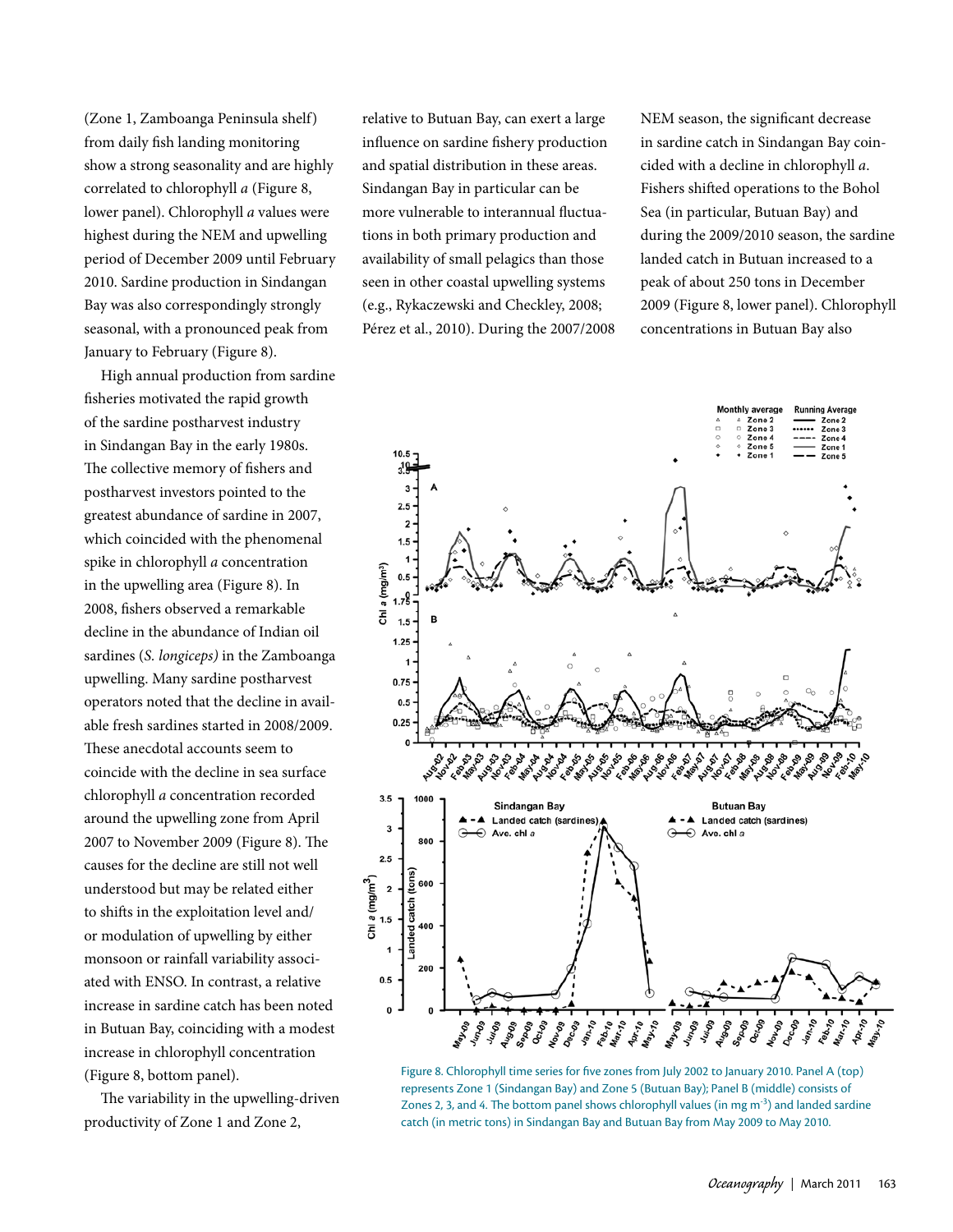(Zone 1, Zamboanga Peninsula shelf) from daily fish landing monitoring show a strong seasonality and are highly correlated to chlorophyll *a* (Figure 8, lower panel). Chlorophyll *a* values were highest during the NEM and upwelling period of December 2009 until February 2010. Sardine production in Sindangan Bay was also correspondingly strongly seasonal, with a pronounced peak from January to February (Figure 8).

High annual production from sardine fisheries motivated the rapid growth of the sardine postharvest industry in Sindangan Bay in the early 1980s. The collective memory of fishers and postharvest investors pointed to the greatest abundance of sardine in 2007, which coincided with the phenomenal spike in chlorophyll *a* concentration in the upwelling area (Figure 8). In 2008, fishers observed a remarkable decline in the abundance of Indian oil sardines (*S. longiceps)* in the Zamboanga upwelling. Many sardine postharvest operators noted that the decline in available fresh sardines started in 2008/2009. These anecdotal accounts seem to coincide with the decline in sea surface chlorophyll *a* concentration recorded around the upwelling zone from April 2007 to November 2009 (Figure 8). The causes for the decline are still not well understood but may be related either to shifts in the exploitation level and/or modulation of upwelling by either monsoon or rainfall variability associated with ENSO. In contrast, a relative increase in sardine catch has been noted in Butuan Bay, coinciding with a modest increase in chlorophyll concentration (Figure 8, bottom panel).

The variability in the upwelling-driven productivity of Zone 1 and Zone 2, relative to Butuan Bay, can exert a large influence on sardine fishery production and spatial distribution in these areas. Sindangan Bay in particular can be more vulnerable to interannual fluctuations in both primary production and availability of small pelagics than those seen in other coastal upwelling systems (e.g., Rykaczewski and Checkley, 2008; Pérez et al., 2010). During the 2007/2008 NEM season, the significant decrease in sardine catch in Sindangan Bay coincided with a decline in chlorophyll *a*. Fishers shifted operations to the Bohol Sea (in particular, Butuan Bay) and during the 2009/2010 season, the sardine landed catch in Butuan increased to a peak of about 250 tons in December 2009 (Figure 8, lower panel). Chlorophyll concentrations in Butuan Bay also

Figure 8. Chlorophyll time series for five zones from July 2002 to January 2010. Panel A (top) represents Zone 1 (Sindangan Bay) and Zone 5 (Butuan Bay); Panel B (middle) consists of Zones 2, 3, and 4. The bottom panel shows chlorophyll values (in mg m$^{-3}$) and landed sardine catch (in metric tons) in Sindangan Bay and Butuan Bay from May 2009 to May 2010.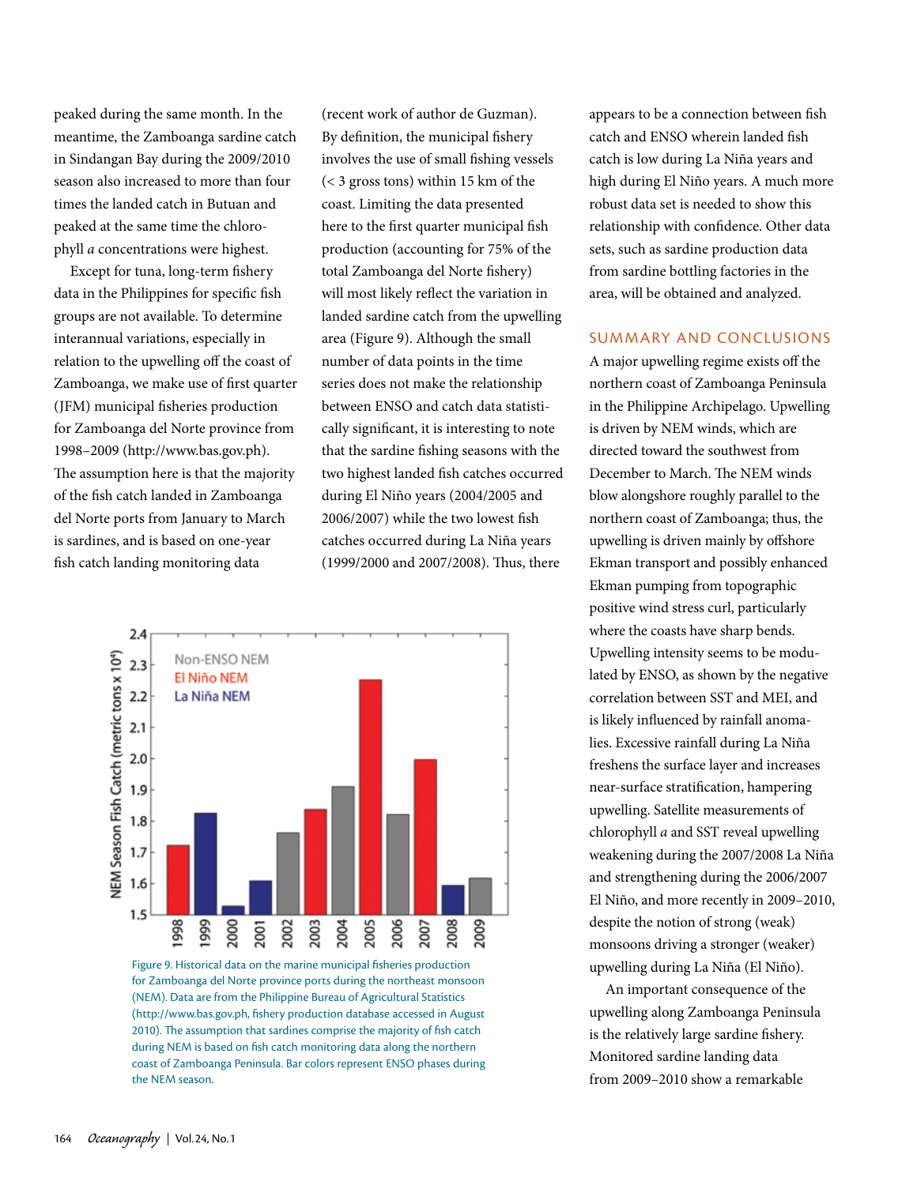peaked during the same month. In the meantime, the Zamboanga sardine catch in Sindangan Bay during the 2009/2010 season also increased to more than four times the landed catch in Butuan and peaked at the same time the chlorophyll *a* concentrations were highest.

Except for tuna, long-term fishery data in the Philippines for specific fish groups are not available. To determine interannual variations, especially in relation to the upwelling off the coast of Zamboanga, we make use of first quarter (JFM) municipal fisheries production for Zamboanga del Norte province from 1998–2009 (http://www.bas.gov.ph). The assumption here is that the majority of the fish catch landed in Zamboanga del Norte ports from January to March is sardines, and is based on one-year fish catch landing monitoring data (recent work of author de Guzman). By definition, the municipal fishery involves the use of small fishing vessels (< 3 gross tons) within 15 km of the coast. Limiting the data presented here to the first quarter municipal fish production (accounting for 75% of the total Zamboanga del Norte fishery) will most likely reflect the variation in landed sardine catch from the upwelling area (Figure 9). Although the small number of data points in the time series does not make the relationship between ENSO and catch data statistically significant, it is interesting to note that the sardine fishing seasons with the two highest landed fish catches occurred during El Niño years (2004/2005 and 2006/2007) while the two lowest fish catches occurred during La Niña years (1999/2000 and 2007/2008). Thus, there appears to be a connection between fish catch and ENSO wherein landed fish catch is low during La Niña years and high during El Niño years. A much more robust data set is needed to show this relationship with confidence. Other data sets, such as sardine production data from sardine bottling factories in the area, will be obtained and analyzed.

Figure 9. Historical data on the marine municipal fisheries production for Zamboanga del Norte province ports during the northeast monsoon (NEM). Data are from the Philippine Bureau of Agricultural Statistics (http://www.bas.gov.ph, fishery production database accessed in August 2010). The assumption that sardines comprise the majority of fish catch during NEM is based on fish catch monitoring data along the northern coast of Zamboanga Peninsula. Bar colors represent ENSO phases during the NEM season.

## SUMMARY AND CONCLUSIONS

A major upwelling regime exists off the northern coast of Zamboanga Peninsula in the Philippine Archipelago. Upwelling is driven by NEM winds, which are directed toward the southwest from December to March. The NEM winds blow alongshore roughly parallel to the northern coast of Zamboanga; thus, the upwelling is driven mainly by offshore Ekman transport and possibly enhanced Ekman pumping from topographic positive wind stress curl, particularly where the coasts have sharp bends. Upwelling intensity seems to be modulated by ENSO, as shown by the negative correlation between SST and MEI, and is likely influenced by rainfall anomalies. Excessive rainfall during La Niña freshens the surface layer and increases near-surface stratification, hampering upwelling. Satellite measurements of chlorophyll *a* and SST reveal upwelling weakening during the 2007/2008 La Niña and strengthening during the 2006/2007 El Niño, and more recently in 2009–2010, despite the notion of strong (weak) monsoons driving a stronger (weaker) upwelling during La Niña (El Niño).

An important consequence of the upwelling along Zamboanga Peninsula is the relatively large sardine fishery. Monitored sardine landing data from 2009–2010 show a remarkable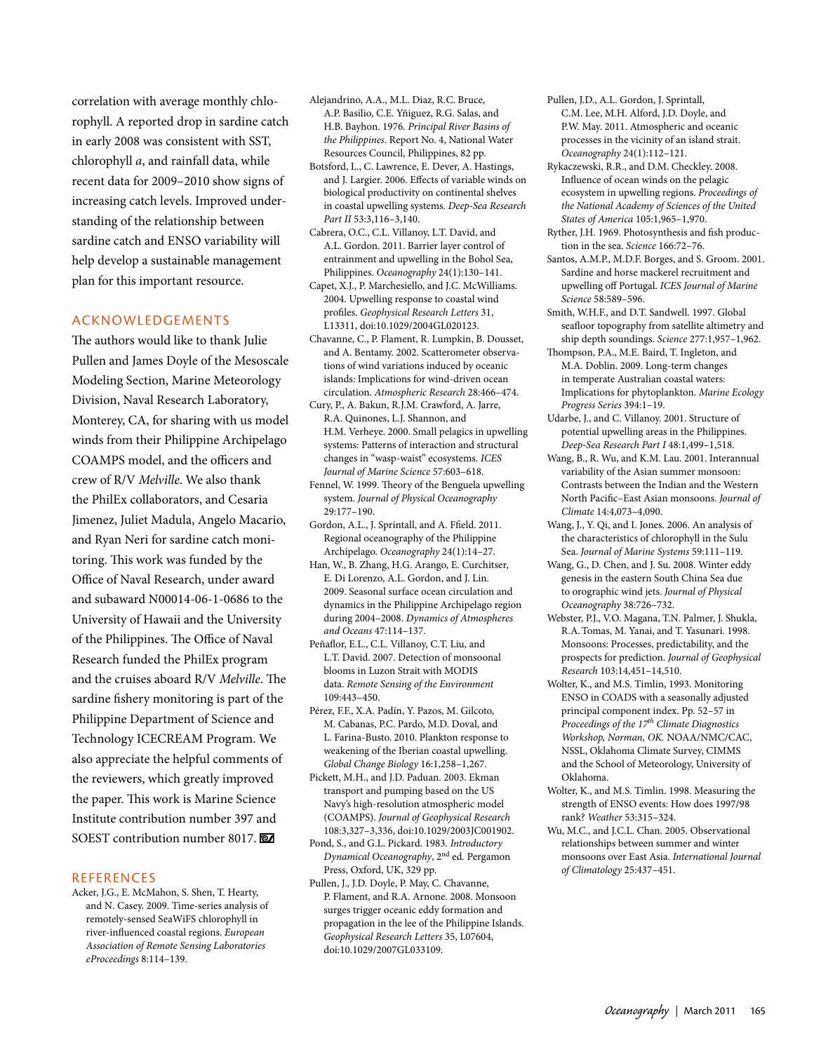correlation with average monthly chlorophyll. A reported drop in sardine catch in early 2008 was consistent with SST, chlorophyll *a*, and rainfall data, while recent data for 2009–2010 show signs of increasing catch levels. Improved understanding of the relationship between sardine catch and ENSO variability will help develop a sustainable management plan for this important resource.

## ACKNOWLEDGEMENTS

The authors would like to thank Julie Pullen and James Doyle of the Mesoscale Modeling Section, Marine Meteorology Division, Naval Research Laboratory, Monterey, CA, for sharing with us model winds from their Philippine Archipelago COAMPS model, and the officers and crew of R/V *Melville*. We also thank the PhilEx collaborators, and Cesaria Jimenez, Juliet Madula, Angelo Macario, and Ryan Neri for sardine catch monitoring. This work was funded by the Office of Naval Research, under award and subaward N00014-06-1-0686 to the University of Hawaii and the University of the Philippines. The Office of Naval Research funded the PhilEx program and the cruises aboard R/V *Melville*. The sardine fishery monitoring is part of the Philippine Department of Science and Technology ICECREAM Program. We also appreciate the helpful comments of the reviewers, which greatly improved the paper. This work is Marine Science Institute contribution number 397 and SOEST contribution number 8017.

## REFERENCES

Acker, J.G., E. McMahon, S. Shen, T. Hearty, and N. Casey. 2009. Time-series analysis of remotely-sensed SeaWiFS chlorophyll in river-influenced coastal regions. *European Association of Remote Sensing Laboratories eProceedings* 8:114–139.

Alejandrino, A.A., M.L. Diaz, R.C. Bruce, A.P. Basilio, C.E. Yñiguez, R.G. Salas, and H.B. Bayhon. 1976. *Principal River Basins of the Philippines*. Report No. 4, National Water Resources Council, Philippines, 82 pp.

Botsford, L., C. Lawrence, E. Dever, A. Hastings, and J. Largier. 2006. Effects of variable winds on biological productivity on continental shelves in coastal upwelling systems. *Deep-Sea Research Part II* 53:3,116–3,140.

Cabrera, O.C., C.L. Villanoy, L.T. David, and A.L. Gordon. 2011. Barrier layer control of entrainment and upwelling in the Bohol Sea, Philippines. *Oceanography* 24(1):130–141.

Capet, X.J., P. Marchesiello, and J.C. McWilliams. 2004. Upwelling response to coastal wind profiles. *Geophysical Research Letters* 31, L13311, doi:10.1029/2004GL020123.

Chavanne, C., P. Flament, R. Lumpkin, B. Dousset, and A. Bentamy. 2002. Scatterometer observations of wind variations induced by oceanic islands: Implications for wind-driven ocean circulation. *Atmospheric Research* 28:466–474.

Cury, P., A. Bakun, R.J.M. Crawford, A. Jarre, R.A. Quinones, L.J. Shannon, and H.M. Verheye. 2000. Small pelagics in upwelling systems: Patterns of interaction and structural changes in "wasp-waist" ecosystems. *ICES Journal of Marine Science* 57:603–618.

Fennel, W. 1999. Theory of the Benguela upwelling system. *Journal of Physical Oceanography* 29:177–190.

Gordon, A.L., J. Sprintall, and A. Ffield. 2011. Regional oceanography of the Philippine Archipelago. *Oceanography* 24(1):14–27.

Han, W., B. Zhang, H.G. Arango, E. Curchitser, E. Di Lorenzo, A.L. Gordon, and J. Lin. 2009. Seasonal surface ocean circulation and dynamics in the Philippine Archipelago region during 2004–2008. *Dynamics of Atmospheres and Oceans* 47:114–137.

Peñaflor, E.L., C.L. Villanoy, C.T. Liu, and L.T. David. 2007. Detection of monsoonal blooms in Luzon Strait with MODIS data. *Remote Sensing of the Environment* 109:443–450.

Pérez, F.F., X.A. Padín, Y. Pazos, M. Gilcoto, M. Cabanas, P.C. Pardo, M.D. Doval, and L. Farina-Busto. 2010. Plankton response to weakening of the Iberian coastal upwelling. *Global Change Biology* 16:1,258–1,267.

Pickett, M.H., and J.D. Paduan. 2003. Ekman transport and pumping based on the US Navy's high-resolution atmospheric model (COAMPS). *Journal of Geophysical Research* 108:3,327–3,336, doi:10.1029/2003JC001902.

Pond, S., and G.L. Pickard. 1983. *Introductory Dynamical Oceanography*, 2nd ed. Pergamon Press, Oxford, UK, 329 pp.

Pullen, J., J.D. Doyle, P. May, C. Chavanne, P. Flament, and R.A. Arnone. 2008. Monsoon surges trigger oceanic eddy formation and propagation in the lee of the Philippine Islands. *Geophysical Research Letters* 35, L07604, doi:10.1029/2007GL033109.

Pullen, J.D., A.L. Gordon, J. Sprintall, C.M. Lee, M.H. Alford, J.D. Doyle, and P.W. May. 2011. Atmospheric and oceanic processes in the vicinity of an island strait. *Oceanography* 24(1):112–121.

Rykaczewski, R.R., and D.M. Checkley. 2008. Influence of ocean winds on the pelagic ecosystem in upwelling regions. *Proceedings of the National Academy of Sciences of the United States of America* 105:1,965–1,970.

Ryther, J.H. 1969. Photosynthesis and fish production in the sea. *Science* 166:72–76.

Santos, A.M.P., M.D.F. Borges, and S. Groom. 2001. Sardine and horse mackerel recruitment and upwelling off Portugal. *ICES Journal of Marine Science* 58:589–596.

Smith, W.H.F., and D.T. Sandwell. 1997. Global seafloor topography from satellite altimetry and ship depth soundings. *Science* 277:1,957–1,962.

Thompson, P.A., M.E. Baird, T. Ingleton, and M.A. Doblin. 2009. Long-term changes in temperate Australian coastal waters: Implications for phytoplankton. *Marine Ecology Progress Series* 394:1–19.

Udarbe, J., and C. Villanoy. 2001. Structure of potential upwelling areas in the Philippines. *Deep-Sea Research Part I* 48:1,499–1,518.

Wang, B., R. Wu, and K.M. Lau. 2001. Interannual variability of the Asian summer monsoon: Contrasts between the Indian and the Western North Pacific–East Asian monsoons. *Journal of Climate* 14:4,073–4,090.

Wang, J., Y. Qi, and I. Jones. 2006. An analysis of the characteristics of chlorophyll in the Sulu Sea. *Journal of Marine Systems* 59:111–119.

Wang, G., D. Chen, and J. Su. 2008. Winter eddy genesis in the eastern South China Sea due to orographic wind jets. *Journal of Physical Oceanography* 38:726–732.

Webster, P.J., V.O. Magana, T.N. Palmer, J. Shukla, R.A. Tomas, M. Yanai, and T. Yasunari. 1998. Monsoons: Processes, predictability, and the prospects for prediction. *Journal of Geophysical Research* 103:14,451–14,510.

Wolter, K., and M.S. Timlin, 1993. Monitoring ENSO in COADS with a seasonally adjusted principal component index. Pp. 52–57 in *Proceedings of the 17th Climate Diagnostics Workshop, Norman, OK.* NOAA/NMC/CAC, NSSL, Oklahoma Climate Survey, CIMMS and the School of Meteorology, University of Oklahoma.

Wolter, K., and M.S. Timlin. 1998. Measuring the strength of ENSO events: How does 1997/98 rank? *Weather* 53:315–324.

Wu, M.C., and J.C.L. Chan. 2005. Observational relationships between summer and winter monsoons over East Asia. *International Journal of Climatology* 25:437–451.